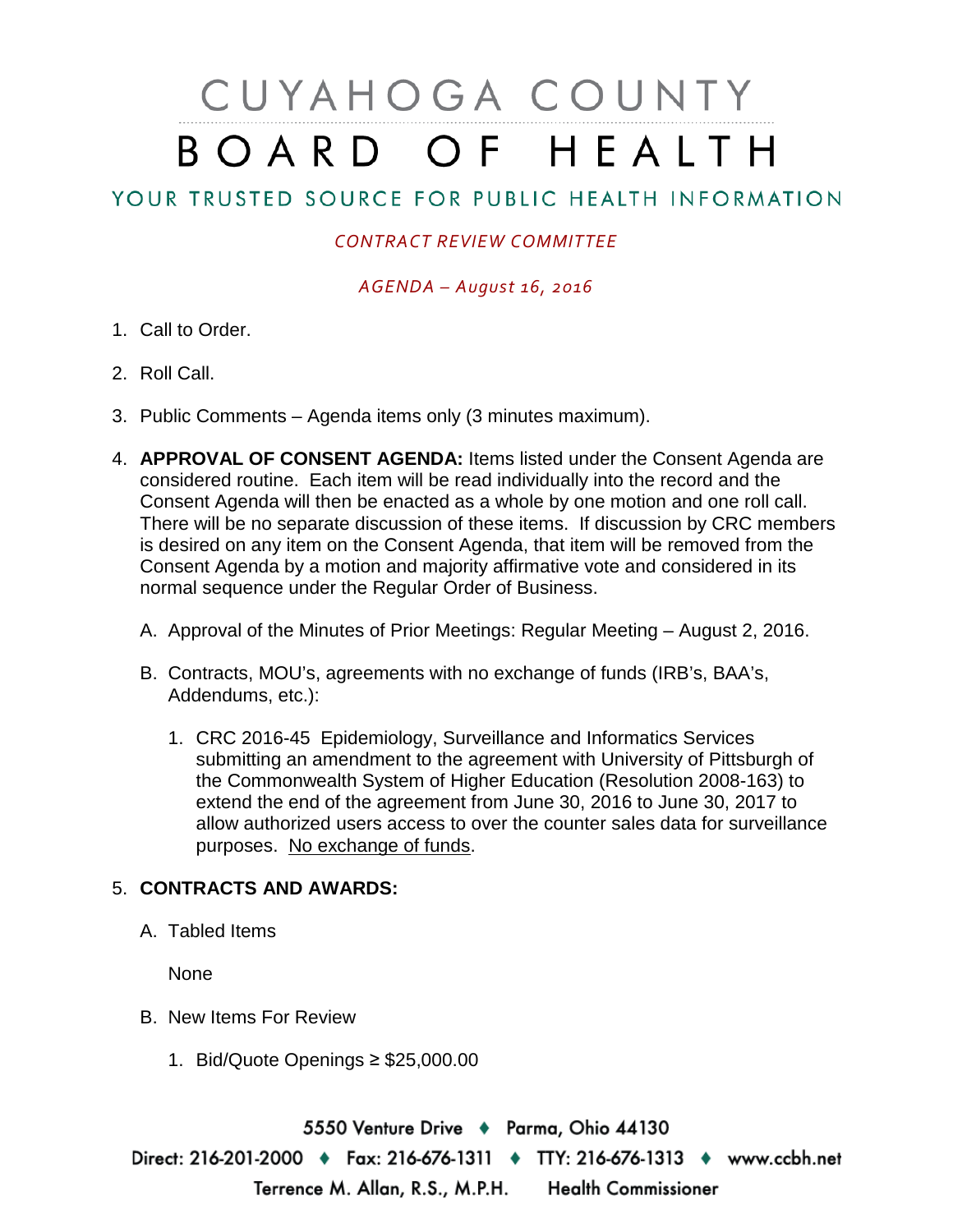# CUYAHOGA COUNTY BOARD OF HEALTH

## YOUR TRUSTED SOURCE FOR PUBLIC HEALTH INFORMATION

*CONTRACT REVIEW COMMITTEE*

*AGENDA – August 16, 2016*

1. Call to Order.

2. Roll Call.

3. Public Comments – Agenda items only (3 minutes maximum).

4. **APPROVAL OF CONSENT AGENDA:** Items listed under the Consent Agenda are considered routine. Each item will be read individually into the record and the Consent Agenda will then be enacted as a whole by one motion and one roll call. There will be no separate discussion of these items. If discussion by CRC members is desired on any item on the Consent Agenda, that item will be removed from the Consent Agenda by a motion and majority affirmative vote and considered in its normal sequence under the Regular Order of Business.

   A. Approval of the Minutes of Prior Meetings: Regular Meeting – August 2, 2016.

   B. Contracts, MOU's, agreements with no exchange of funds (IRB's, BAA's, Addendums, etc.):

      1. CRC 2016-45 Epidemiology, Surveillance and Informatics Services submitting an amendment to the agreement with University of Pittsburgh of the Commonwealth System of Higher Education (Resolution 2008-163) to extend the end of the agreement from June 30, 2016 to June 30, 2017 to allow authorized users access to over the counter sales data for surveillance purposes. <u>No exchange of funds</u>.

5. **CONTRACTS AND AWARDS:**

   A. Tabled Items

      None

   B. New Items For Review

      1. Bid/Quote Openings ≥ $25,000.00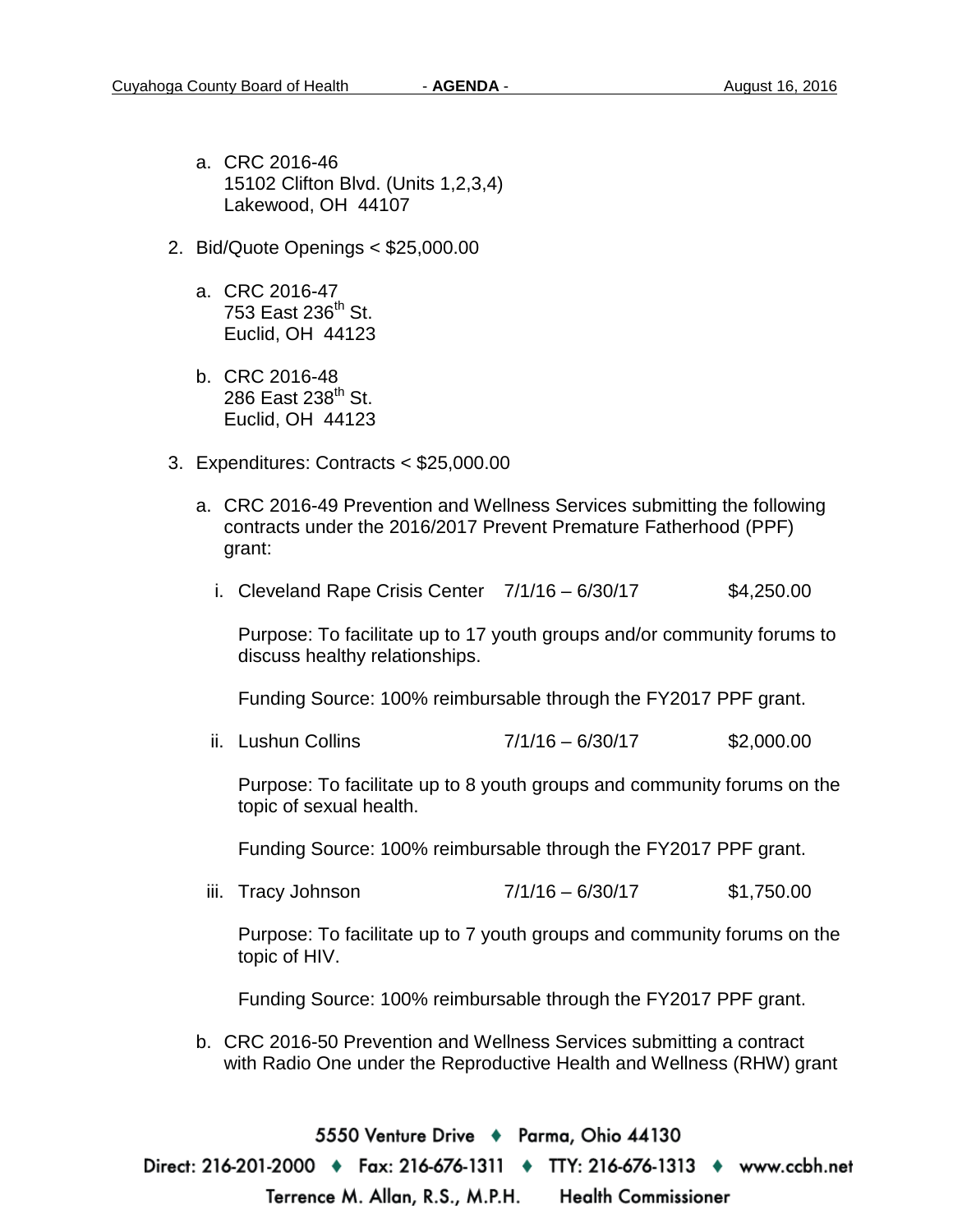a. CRC 2016-46
   15102 Clifton Blvd. (Units 1,2,3,4)
   Lakewood, OH 44107

2. Bid/Quote Openings < $25,000.00

   a. CRC 2016-47
      753 East 236th St.
      Euclid, OH 44123

   b. CRC 2016-48
      286 East 238th St.
      Euclid, OH 44123

3. Expenditures: Contracts < $25,000.00

   a. CRC 2016-49 Prevention and Wellness Services submitting the following contracts under the 2016/2017 Prevent Premature Fatherhood (PPF) grant:

      i. Cleveland Rape Crisis Center 7/1/16 – 6/30/17 $4,250.00

         Purpose: To facilitate up to 17 youth groups and/or community forums to discuss healthy relationships.

         Funding Source: 100% reimbursable through the FY2017 PPF grant.

      ii. Lushun Collins 7/1/16 – 6/30/17 $2,000.00

         Purpose: To facilitate up to 8 youth groups and community forums on the topic of sexual health.

         Funding Source: 100% reimbursable through the FY2017 PPF grant.

      iii. Tracy Johnson 7/1/16 – 6/30/17 $1,750.00

         Purpose: To facilitate up to 7 youth groups and community forums on the topic of HIV.

         Funding Source: 100% reimbursable through the FY2017 PPF grant.

   b. CRC 2016-50 Prevention and Wellness Services submitting a contract with Radio One under the Reproductive Health and Wellness (RHW) grant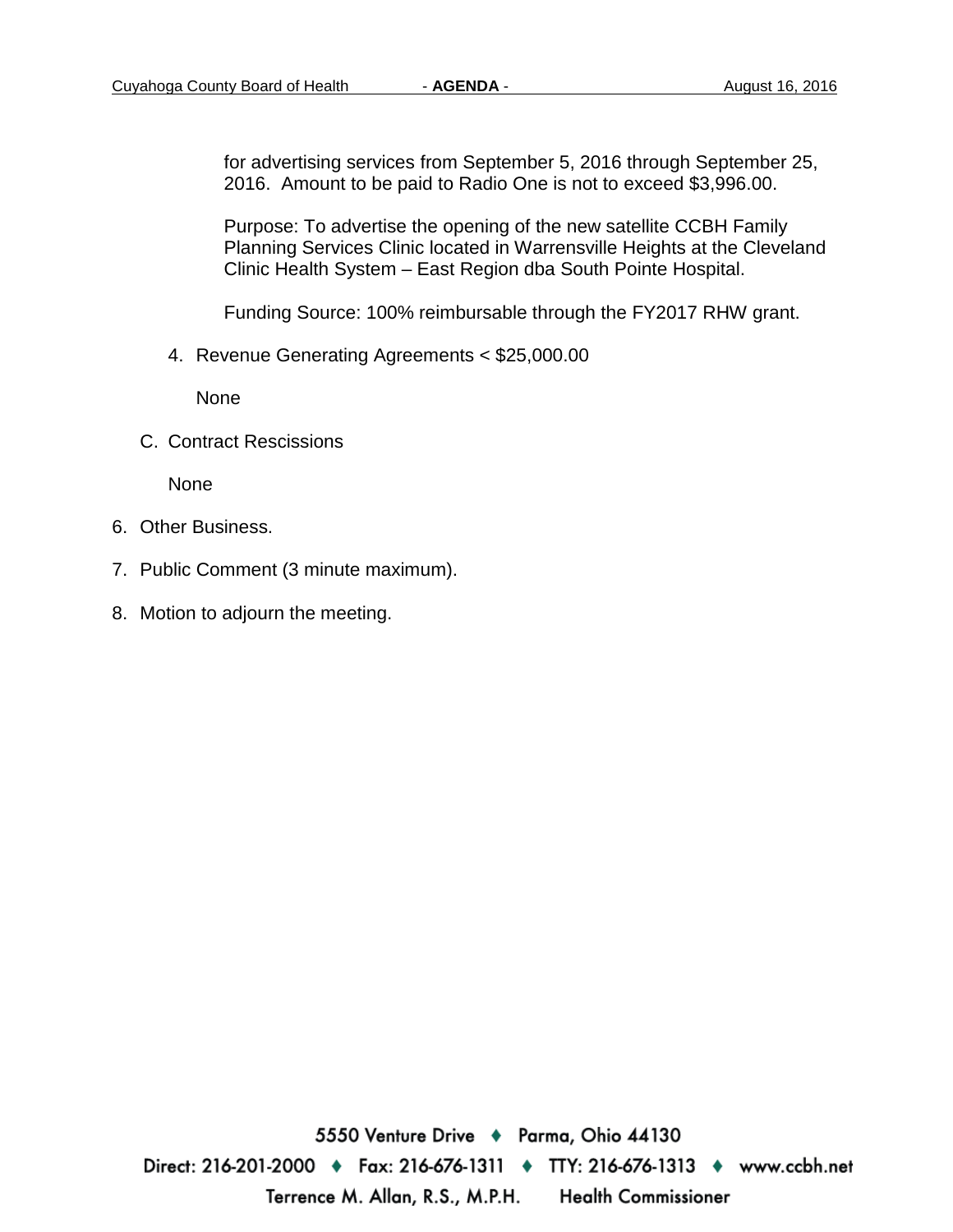for advertising services from September 5, 2016 through September 25, 2016. Amount to be paid to Radio One is not to exceed $3,996.00.

Purpose: To advertise the opening of the new satellite CCBH Family Planning Services Clinic located in Warrensville Heights at the Cleveland Clinic Health System – East Region dba South Pointe Hospital.

Funding Source: 100% reimbursable through the FY2017 RHW grant.

4. Revenue Generating Agreements < $25,000.00

   None

C. Contract Rescissions

   None

6. Other Business.

7. Public Comment (3 minute maximum).

8. Motion to adjourn the meeting.